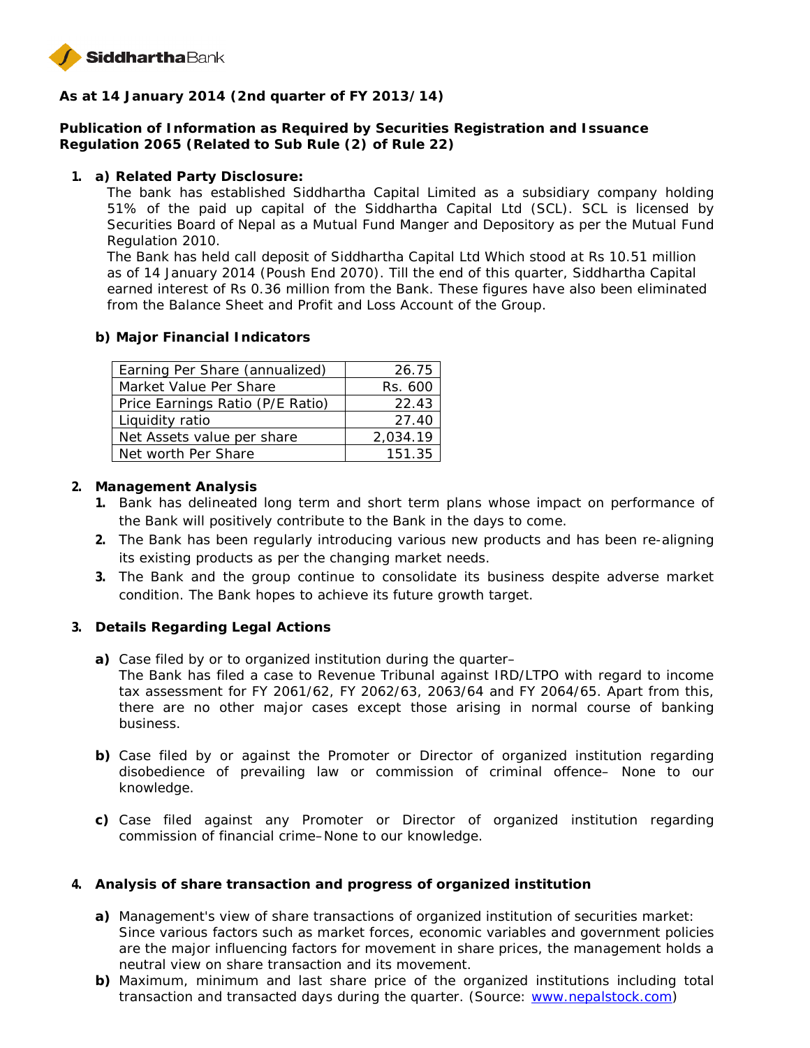**Siddhartha Bank**

## As at 14 January 2014 (2nd quarter of FY 2013/14)

### Publication of Information as Required by Securities Registration and Issuance Regulation 2065 (Related to Sub Rule (2) of Rule 22)

**1. a) Related Party Disclosure:**

The bank has established Siddhartha Capital Limited as a subsidiary company holding 51% of the paid up capital of the Siddhartha Capital Ltd (SCL). SCL is licensed by Securities Board of Nepal as a Mutual Fund Manger and Depository as per the Mutual Fund Regulation 2010.

The Bank has held call deposit of Siddhartha Capital Ltd Which stood at Rs 10.51 million as of 14 January 2014 (Poush End 2070). Till the end of this quarter, Siddhartha Capital earned interest of Rs 0.36 million from the Bank. These figures have also been eliminated from the Balance Sheet and Profit and Loss Account of the Group.

**b) Major Financial Indicators**

| | |
|---|---|
| Earning Per Share (annualized) | 26.75 |
| Market Value Per Share | Rs. 600 |
| Price Earnings Ratio (P/E Ratio) | 22.43 |
| Liquidity ratio | 27.40 |
| Net Assets value per share | 2,034.19 |
| Net worth Per Share | 151.35 |

**2. Management Analysis**

1. Bank has delineated long term and short term plans whose impact on performance of the Bank will positively contribute to the Bank in the days to come.
2. The Bank has been regularly introducing various new products and has been re-aligning its existing products as per the changing market needs.
3. The Bank and the group continue to consolidate its business despite adverse market condition. The Bank hopes to achieve its future growth target.

**3. Details Regarding Legal Actions**

**a)** Case filed by or to organized institution during the quarter–
The Bank has filed a case to Revenue Tribunal against IRD/LTPO with regard to income tax assessment for FY 2061/62, FY 2062/63, 2063/64 and FY 2064/65. Apart from this, there are no other major cases except those arising in normal course of banking business.

**b)** Case filed by or against the Promoter or Director of organized institution regarding disobedience of prevailing law or commission of criminal offence– None to our knowledge.

**c)** Case filed against any Promoter or Director of organized institution regarding commission of financial crime–None to our knowledge.

**4. Analysis of share transaction and progress of organized institution**

**a)** Management's view of share transactions of organized institution of securities market:
Since various factors such as market forces, economic variables and government policies are the major influencing factors for movement in share prices, the management holds a neutral view on share transaction and its movement.

**b)** Maximum, minimum and last share price of the organized institutions including total transaction and transacted days during the quarter. (Source: www.nepalstock.com)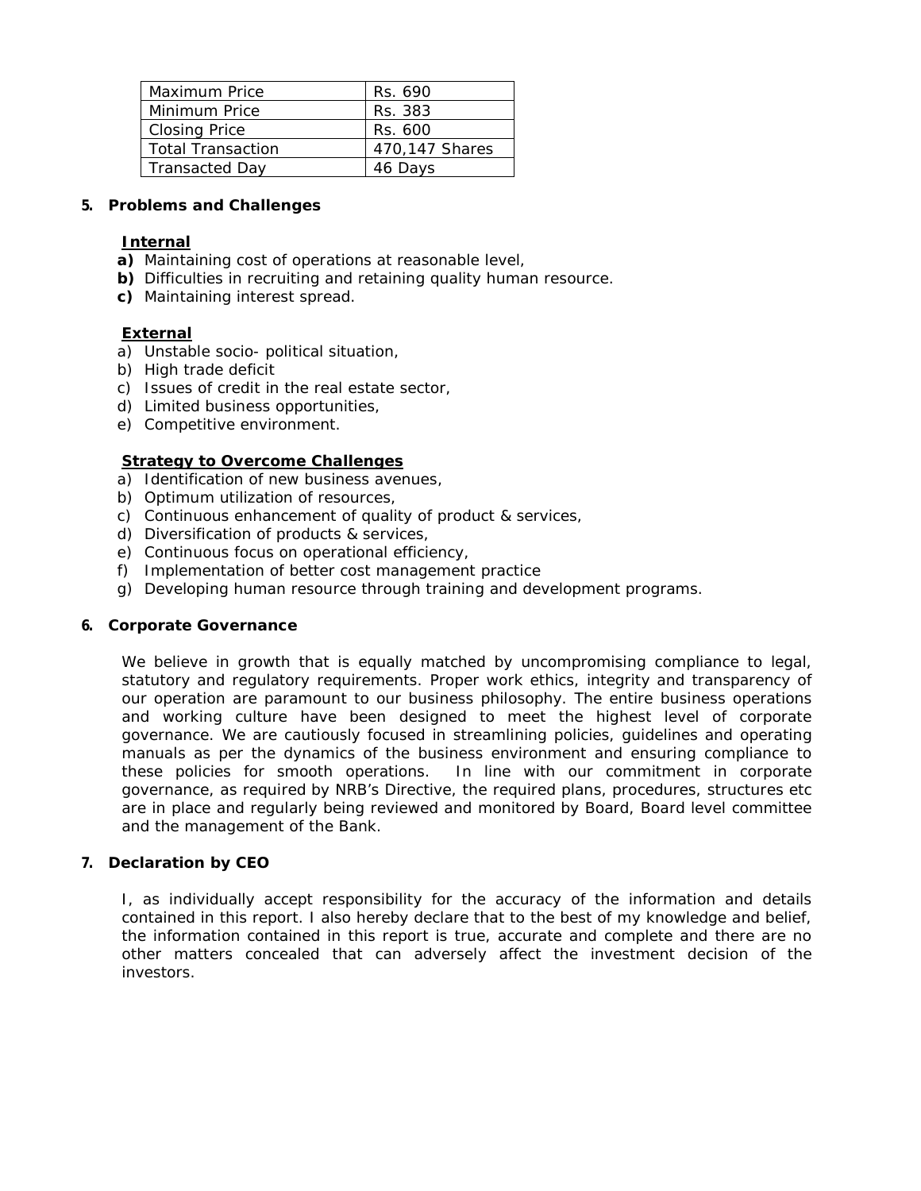| | |
|---|---|
| Maximum Price | Rs. 690 |
| Minimum Price | Rs. 383 |
| Closing Price | Rs. 600 |
| Total Transaction | 470,147 Shares |
| Transacted Day | 46 Days |

## 5. Problems and Challenges

**Internal**

**a)** Maintaining cost of operations at reasonable level,
**b)** Difficulties in recruiting and retaining quality human resource.
**c)** Maintaining interest spread.

**External**

a) Unstable socio- political situation,
b) High trade deficit
c) Issues of credit in the real estate sector,
d) Limited business opportunities,
e) Competitive environment.

**Strategy to Overcome Challenges**

a) Identification of new business avenues,
b) Optimum utilization of resources,
c) Continuous enhancement of quality of product & services,
d) Diversification of products & services,
e) Continuous focus on operational efficiency,
f) Implementation of better cost management practice
g) Developing human resource through training and development programs.

## 6. Corporate Governance

We believe in growth that is equally matched by uncompromising compliance to legal, statutory and regulatory requirements. Proper work ethics, integrity and transparency of our operation are paramount to our business philosophy. The entire business operations and working culture have been designed to meet the highest level of corporate governance. We are cautiously focused in streamlining policies, guidelines and operating manuals as per the dynamics of the business environment and ensuring compliance to these policies for smooth operations. In line with our commitment in corporate governance, as required by NRB's Directive, the required plans, procedures, structures etc are in place and regularly being reviewed and monitored by Board, Board level committee and the management of the Bank.

## 7. Declaration by CEO

I, as individually accept responsibility for the accuracy of the information and details contained in this report. I also hereby declare that to the best of my knowledge and belief, the information contained in this report is true, accurate and complete and there are no other matters concealed that can adversely affect the investment decision of the investors.